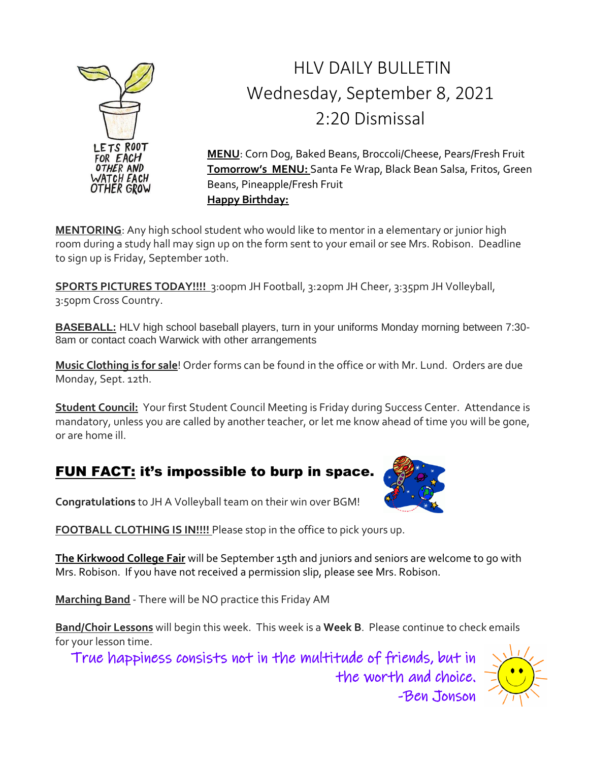LETS ROOT FOR EACH OTHER AND WATCH EACH OTHER GROW

# HLV DAILY BULLETIN
# Wednesday, September 8, 2021
# 2:20 Dismissal

**MENU**: Corn Dog, Baked Beans, Broccoli/Cheese, Pears/Fresh Fruit
**Tomorrow's MENU:** Santa Fe Wrap, Black Bean Salsa, Fritos, Green Beans, Pineapple/Fresh Fruit
**Happy Birthday:**

**MENTORING**: Any high school student who would like to mentor in a elementary or junior high room during a study hall may sign up on the form sent to your email or see Mrs. Robison. Deadline to sign up is Friday, September 10th.

**SPORTS PICTURES TODAY!!!!** 3:00pm JH Football, 3:20pm JH Cheer, 3:35pm JH Volleyball, 3:50pm Cross Country.

**BASEBALL:** HLV high school baseball players, turn in your uniforms Monday morning between 7:30-8am or contact coach Warwick with other arrangements

**Music Clothing is for sale**! Order forms can be found in the office or with Mr. Lund. Orders are due Monday, Sept. 12th.

**Student Council:** Your first Student Council Meeting is Friday during Success Center. Attendance is mandatory, unless you are called by another teacher, or let me know ahead of time you will be gone, or are home ill.

## FUN FACT: it's impossible to burp in space.

**Congratulations** to JH A Volleyball team on their win over BGM!

**FOOTBALL CLOTHING IS IN!!!!** Please stop in the office to pick yours up.

**The Kirkwood College Fair** will be September 15th and juniors and seniors are welcome to go with Mrs. Robison. If you have not received a permission slip, please see Mrs. Robison.

**Marching Band** - There will be NO practice this Friday AM

**Band/Choir Lessons** will begin this week. This week is a **Week B**. Please continue to check emails for your lesson time.

True happiness consists not in the multitude of friends, but in the worth and choice.
-Ben Jonson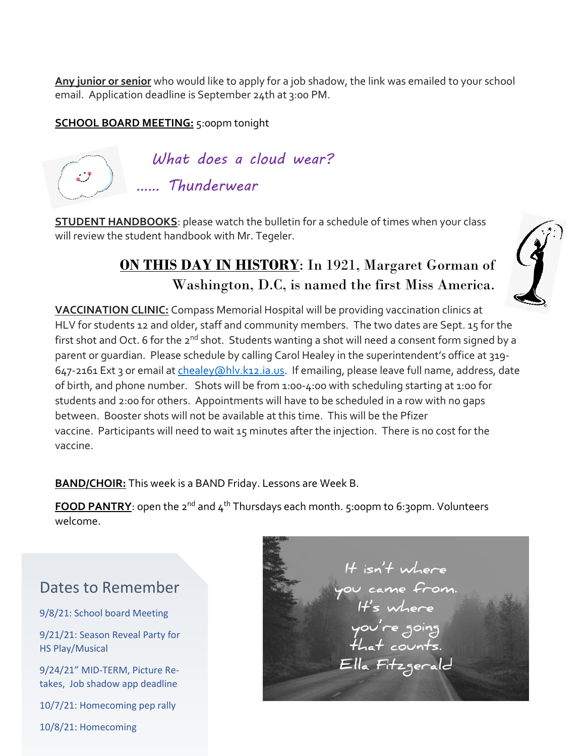**Any junior or senior** who would like to apply for a job shadow, the link was emailed to your school email. Application deadline is September 24th at 3:00 PM.

**SCHOOL BOARD MEETING:** 5:00pm tonight

*What does a cloud wear?*

*...... Thunderwear*

**STUDENT HANDBOOKS**: please watch the bulletin for a schedule of times when your class will review the student handbook with Mr. Tegeler.

## ON THIS DAY IN HISTORY: In 1921, Margaret Gorman of Washington, D.C, is named the first Miss America.

**VACCINATION CLINIC:** Compass Memorial Hospital will be providing vaccination clinics at HLV for students 12 and older, staff and community members. The two dates are Sept. 15 for the first shot and Oct. 6 for the 2nd shot. Students wanting a shot will need a consent form signed by a parent or guardian. Please schedule by calling Carol Healey in the superintendent's office at 319-647-2161 Ext 3 or email at chealey@hlv.k12.ia.us. If emailing, please leave full name, address, date of birth, and phone number. Shots will be from 1:00-4:00 with scheduling starting at 1:00 for students and 2:00 for others. Appointments will have to be scheduled in a row with no gaps between. Booster shots will not be available at this time. This will be the Pfizer vaccine. Participants will need to wait 15 minutes after the injection. There is no cost for the vaccine.

**BAND/CHOIR:** This week is a BAND Friday. Lessons are Week B.

**FOOD PANTRY**: open the 2nd and 4th Thursdays each month. 5:00pm to 6:30pm. Volunteers welcome.

## Dates to Remember

9/8/21: School board Meeting

9/21/21: Season Reveal Party for HS Play/Musical

9/24/21" MID-TERM, Picture Re-takes, Job shadow app deadline

10/7/21: Homecoming pep rally

10/8/21: Homecoming

It isn't where you came from. It's where you're going that counts. Ella Fitzgerald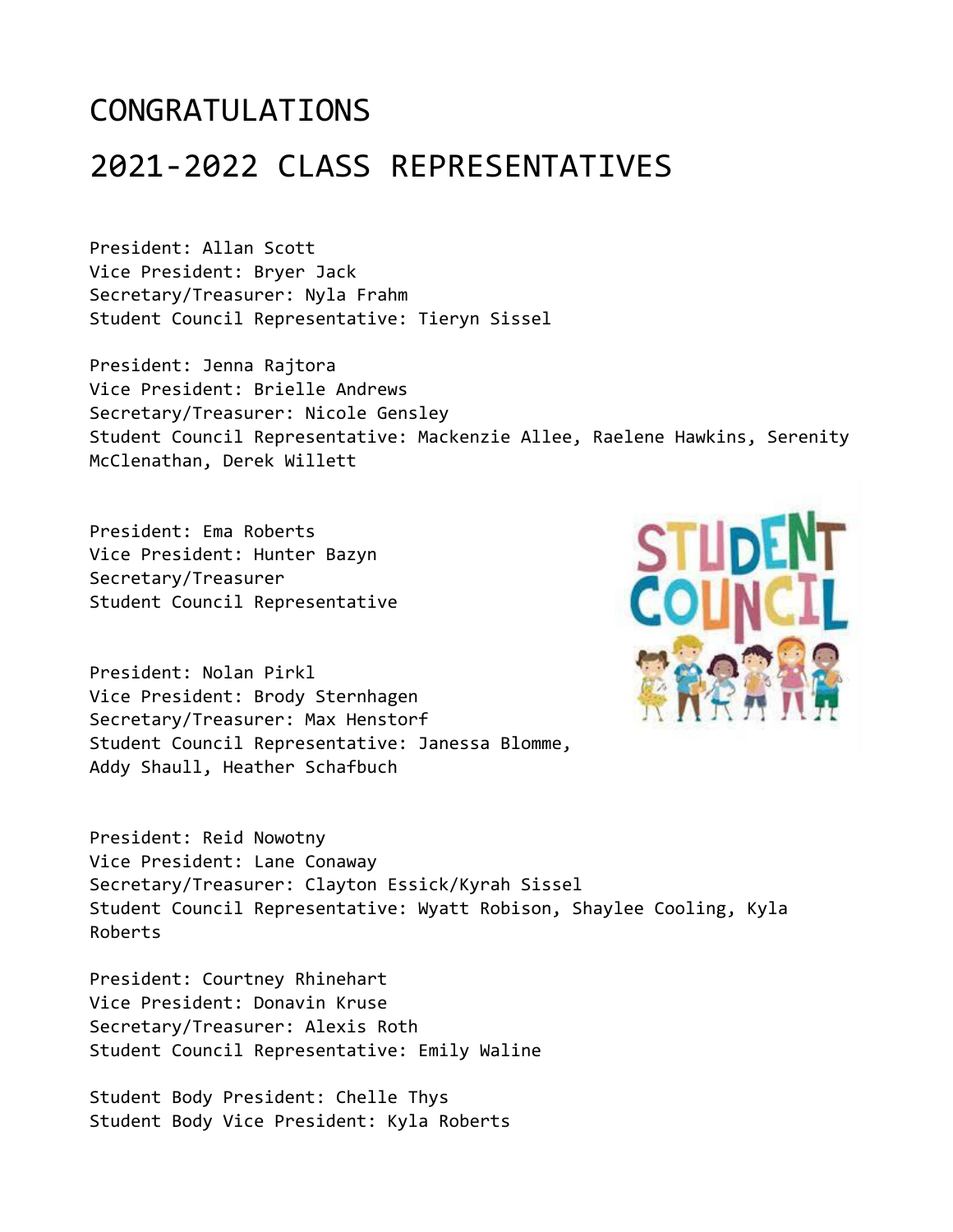# CONGRATULATIONS

# 2021-2022 CLASS REPRESENTATIVES

President: Allan Scott
Vice President: Bryer Jack
Secretary/Treasurer: Nyla Frahm
Student Council Representative: Tieryn Sissel

President: Jenna Rajtora
Vice President: Brielle Andrews
Secretary/Treasurer: Nicole Gensley
Student Council Representative: Mackenzie Allee, Raelene Hawkins, Serenity McClenathan, Derek Willett

President: Ema Roberts
Vice President: Hunter Bazyn
Secretary/Treasurer
Student Council Representative

President: Nolan Pirkl
Vice President: Brody Sternhagen
Secretary/Treasurer: Max Henstorf
Student Council Representative: Janessa Blomme, Addy Shaull, Heather Schafbuch

President: Reid Nowotny
Vice President: Lane Conaway
Secretary/Treasurer: Clayton Essick/Kyrah Sissel
Student Council Representative: Wyatt Robison, Shaylee Cooling, Kyla Roberts

President: Courtney Rhinehart
Vice President: Donavin Kruse
Secretary/Treasurer: Alexis Roth
Student Council Representative: Emily Waline

Student Body President: Chelle Thys
Student Body Vice President: Kyla Roberts